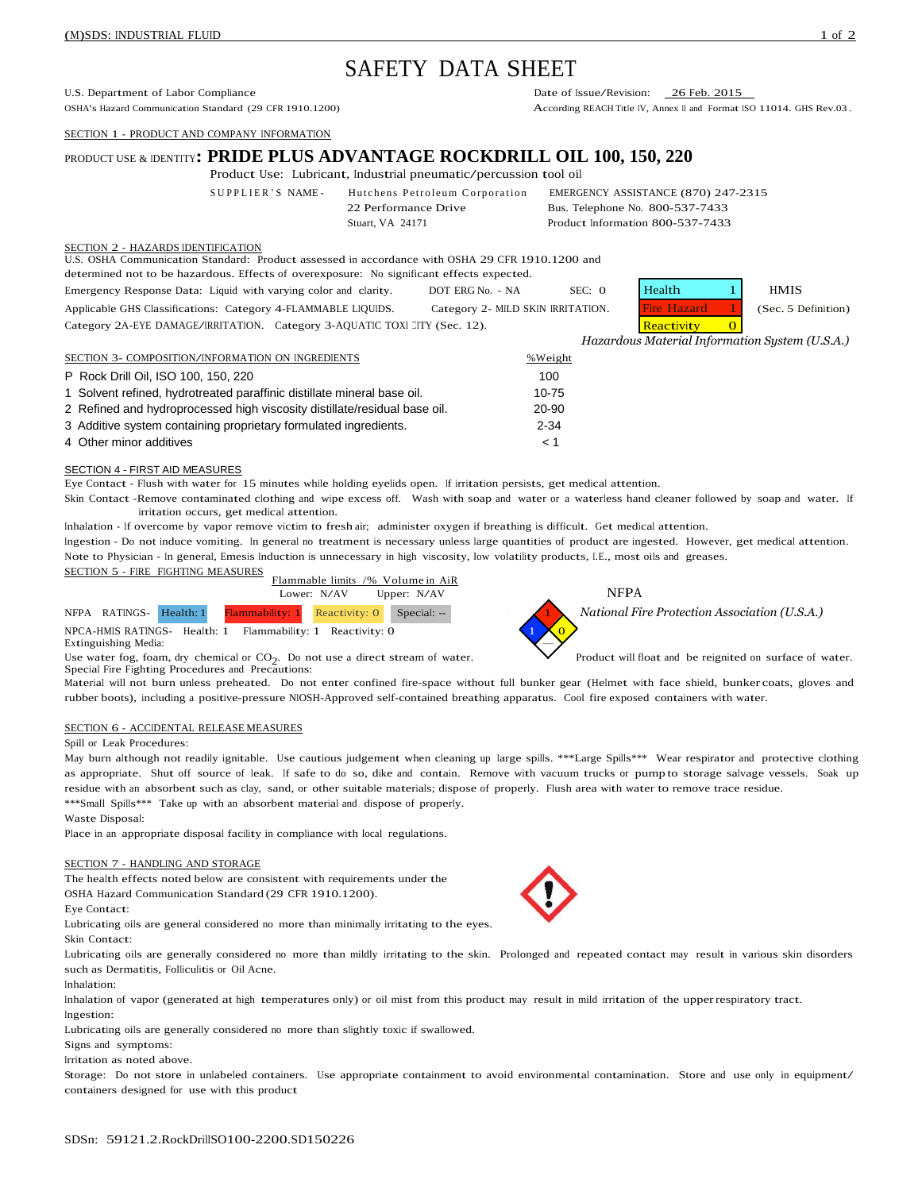# SAFETY DATA SHEET

U.S. Department of Labor Compliance
OSHA's Hazard Communication Standard (29 CFR 1910.1200)

Date of Issue/Revision: 26 Feb. 2015
According REACH Title IV, Annex II and Format ISO 11014. GHS Rev.03.

## SECTION 1 - PRODUCT AND COMPANY INFORMATION

PRODUCT USE & IDENTITY: **PRIDE PLUS ADVANTAGE ROCKDRILL OIL 100, 150, 220**

Product Use: Lubricant, Industrial pneumatic/percussion tool oil

SUPPLIER'S NAME - Hutchens Petroleum Corporation
22 Performance Drive
Stuart, VA 24171

EMERGENCY ASSISTANCE (870) 247-2315
Bus. Telephone No. 800-537-7433
Product Information 800-537-7433

## SECTION 2 - HAZARDS IDENTIFICATION

U.S. OSHA Communication Standard: Product assessed in accordance with OSHA 29 CFR 1910.1200 and determined not to be hazardous. Effects of overexposure: No significant effects expected.

Emergency Response Data: Liquid with varying color and clarity. DOT ERG No. - NA SEC: 0

Applicable GHS Classifications: Category 4-FLAMMABLE LIQUIDS. Category 2- MILD SKIN IRRITATION. Category 2A-EYE DAMAGE/IRRITATION. Category 3-AQUATIC TOXICITY (Sec. 12).

| HMIS | | |
|---|---|---|
| Health | 1 | |
| Fire Hazard | 1 | (Sec. 5 Definition) |
| Reactivity | 0 | |

*Hazardous Material Information System (U.S.A.)*

## SECTION 3- COMPOSITION/INFORMATION ON INGREDIENTS

| | | %Weight |
|---|---|---|
| P | Rock Drill Oil, ISO 100, 150, 220 | 100 |
| 1 | Solvent refined, hydrotreated paraffinic distillate mineral base oil. | 10-75 |
| 2 | Refined and hydroprocessed high viscosity distillate/residual base oil. | 20-90 |
| 3 | Additive system containing proprietary formulated ingredients. | 2-34 |
| 4 | Other minor additives | < 1 |

## SECTION 4 - FIRST AID MEASURES

Eye Contact - Flush with water for 15 minutes while holding eyelids open. If irritation persists, get medical attention.

Skin Contact -Remove contaminated clothing and wipe excess off. Wash with soap and water or a waterless hand cleaner followed by soap and water. If irritation occurs, get medical attention.

Inhalation - If overcome by vapor remove victim to fresh air; administer oxygen if breathing is difficult. Get medical attention.

Ingestion - Do not induce vomiting. In general no treatment is necessary unless large quantities of product are ingested. However, get medical attention.

Note to Physician - In general, Emesis Induction is unnecessary in high viscosity, low volatility products, I.E., most oils and greases.

## SECTION 5 - FIRE FIGHTING MEASURES

Flammable limits /% Volume in AiR
Lower: N/AV Upper: N/AV

NFPA RATINGS- Health: 1 Flammability: 1 Reactivity: 0 Special: --

NPCA-HMIS RATINGS- Health: 1 Flammability: 1 Reactivity: 0

NFPA
*National Fire Protection Association (U.S.A.)*

Extinguishing Media:
Use water fog, foam, dry chemical or $CO_2$. Do not use a direct stream of water. Product will float and be reignited on surface of water.

Special Fire Fighting Procedures and Precautions:
Material will not burn unless preheated. Do not enter confined fire-space without full bunker gear (Helmet with face shield, bunker coats, gloves and rubber boots), including a positive-pressure NIOSH-Approved self-contained breathing apparatus. Cool fire exposed containers with water.

## SECTION 6 - ACCIDENTAL RELEASE MEASURES

Spill or Leak Procedures:
May burn although not readily ignitable. Use cautious judgement when cleaning up large spills. ***Large Spills*** Wear respirator and protective clothing as appropriate. Shut off source of leak. If safe to do so, dike and contain. Remove with vacuum trucks or pump to storage salvage vessels. Soak up residue with an absorbent such as clay, sand, or other suitable materials; dispose of properly. Flush area with water to remove trace residue.
***Small Spills*** Take up with an absorbent material and dispose of properly.

Waste Disposal:
Place in an appropriate disposal facility in compliance with local regulations.

## SECTION 7 - HANDLING AND STORAGE

The health effects noted below are consistent with requirements under the OSHA Hazard Communication Standard (29 CFR 1910.1200).

Eye Contact:
Lubricating oils are general considered no more than minimally irritating to the eyes.

Skin Contact:
Lubricating oils are generally considered no more than mildly irritating to the skin. Prolonged and repeated contact may result in various skin disorders such as Dermatitis, Folliculitis or Oil Acne.

Inhalation:
Inhalation of vapor (generated at high temperatures only) or oil mist from this product may result in mild irritation of the upper respiratory tract.

Ingestion:
Lubricating oils are generally considered no more than slightly toxic if swallowed.

Signs and symptoms:
Irritation as noted above.

Storage: Do not store in unlabeled containers. Use appropriate containment to avoid environmental contamination. Store and use only in equipment/containers designed for use with this product

SDSn: 59121.2.RockDrillSO100-2200.SD150226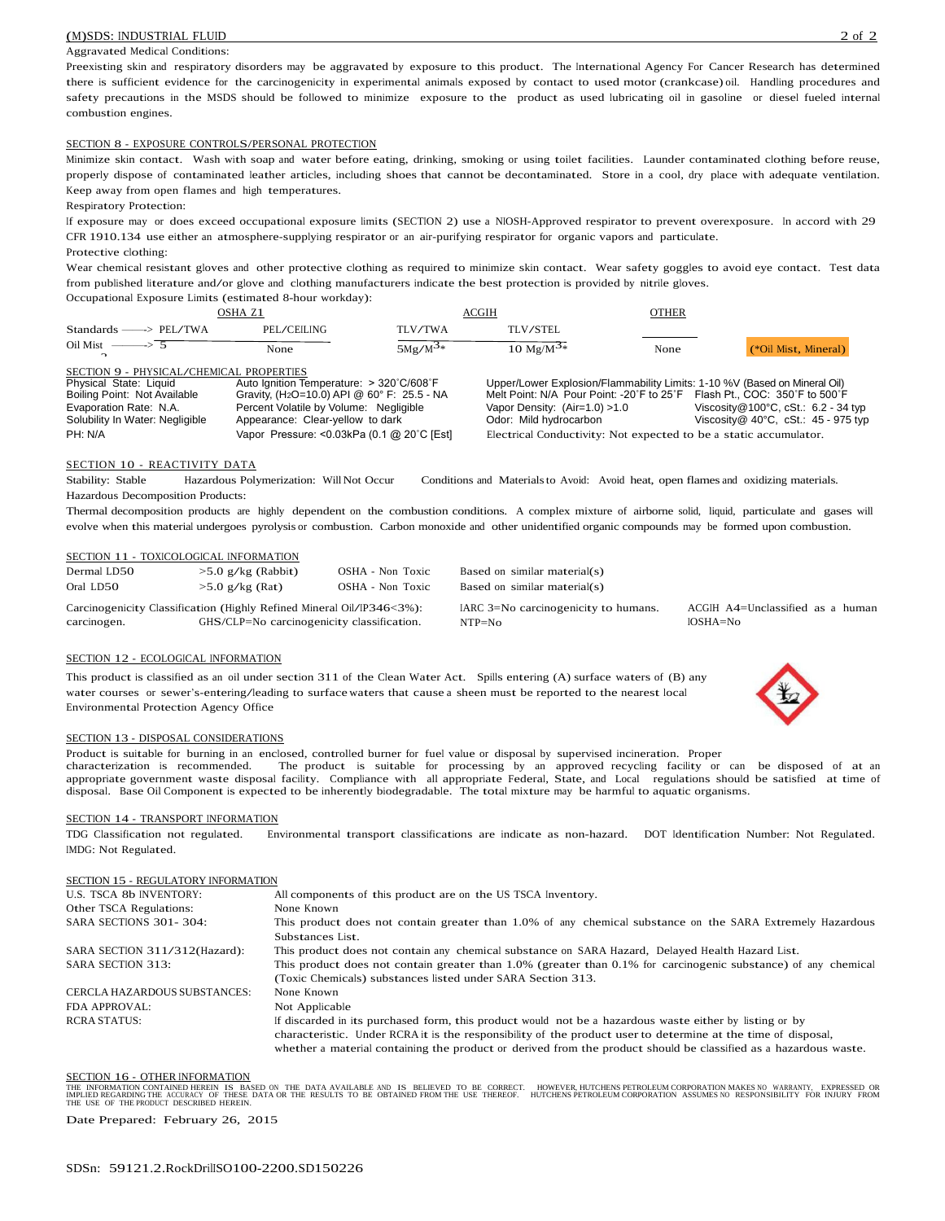Aggravated Medical Conditions:

Preexisting skin and respiratory disorders may be aggravated by exposure to this product. The International Agency For Cancer Research has determined there is sufficient evidence for the carcinogenicity in experimental animals exposed by contact to used motor (crankcase) oil. Handling procedures and safety precautions in the MSDS should be followed to minimize exposure to the product as used lubricating oil in gasoline or diesel fueled internal combustion engines.

## SECTION 8 - EXPOSURE CONTROLS/PERSONAL PROTECTION

Minimize skin contact. Wash with soap and water before eating, drinking, smoking or using toilet facilities. Launder contaminated clothing before reuse, properly dispose of contaminated leather articles, including shoes that cannot be decontaminated. Store in a cool, dry place with adequate ventilation. Keep away from open flames and high temperatures.

Respiratory Protection:

If exposure may or does exceed occupational exposure limits (SECTION 2) use a NIOSH-Approved respirator to prevent overexposure. In accord with 29 CFR 1910.134 use either an atmosphere-supplying respirator or an air-purifying respirator for organic vapors and particulate.

Protective clothing:

Wear chemical resistant gloves and other protective clothing as required to minimize skin contact. Wear safety goggles to avoid eye contact. Test data from published literature and/or glove and clothing manufacturers indicate the best protection is provided by nitrile gloves.

Occupational Exposure Limits (estimated 8-hour workday):

| | OSHA Z1 | | ACGIH | | OTHER | |
|---|---|---|---|---|---|---|
| Standards ——> | PEL/TWA | PEL/CEILING | TLV/TWA | TLV/STEL | | |
| Oil Mist ——> | 5 | None | 5Mg/M$^{3}$* | 10 Mg/M$^{3}$* | None | (*Oil Mist, Mineral) |

## SECTION 9 - PHYSICAL/CHEMICAL PROPERTIES

| | | | |
|---|---|---|---|
| Physical State: Liquid | Auto Ignition Temperature: > 320˚C/608˚F | Upper/Lower Explosion/Flammability Limits: 1-10 %V (Based on Mineral Oil) | |
| Boiling Point: Not Available | Gravity, ($H_2O$=10.0) API @ 60° F: 25.5 - NA | Melt Point: N/A Pour Point: -20˚F to 25˚F | Flash Pt., COC: 350˚F to 500˚F |
| Evaporation Rate: N.A. | Percent Volatile by Volume: Negligible | Vapor Density: (Air=1.0) >1.0 | Viscosity@100°C, cSt.: 6.2 - 34 typ |
| Solubility In Water: Negligible | Appearance: Clear-yellow to dark | Odor: Mild hydrocarbon | Viscosity@ 40°C, cSt.: 45 - 975 typ |
| PH: N/A | Vapor Pressure: <0.03kPa (0.1 @ 20˚C [Est] | Electrical Conductivity: Not expected to be a static accumulator. | |

## SECTION 10 - REACTIVITY DATA

Stability: Stable Hazardous Polymerization: Will Not Occur Conditions and Materials to Avoid: Avoid heat, open flames and oxidizing materials.

Hazardous Decomposition Products:

Thermal decomposition products are highly dependent on the combustion conditions. A complex mixture of airborne solid, liquid, particulate and gases will evolve when this material undergoes pyrolysis or combustion. Carbon monoxide and other unidentified organic compounds may be formed upon combustion.

## SECTION 11 - TOXICOLOGICAL INFORMATION

| | | | |
|---|---|---|---|
| Dermal LD50 | >5.0 g/kg (Rabbit) | OSHA - Non Toxic | Based on similar material(s) |
| Oral LD50 | >5.0 g/kg (Rat) | OSHA - Non Toxic | Based on similar material(s) |

Carcinogenicity Classification (Highly Refined Mineral Oil/IP346<3%): IARC 3=No carcinogenicity to humans. ACGIH A4=Unclassified as a human carcinogen. GHS/CLP=No carcinogenicity classification. NTP=No IOSHA=No

## SECTION 12 - ECOLOGICAL INFORMATION

This product is classified as an oil under section 311 of the Clean Water Act. Spills entering (A) surface waters of (B) any water courses or sewer's-entering/leading to surface waters that cause a sheen must be reported to the nearest local Environmental Protection Agency Office

## SECTION 13 - DISPOSAL CONSIDERATIONS

Product is suitable for burning in an enclosed, controlled burner for fuel value or disposal by supervised incineration. Proper characterization is recommended. The product is suitable for processing by an approved recycling facility or can be disposed of at an appropriate government waste disposal facility. Compliance with all appropriate Federal, State, and Local regulations should be satisfied at time of disposal. Base Oil Component is expected to be inherently biodegradable. The total mixture may be harmful to aquatic organisms.

## SECTION 14 - TRANSPORT INFORMATION

TDG Classification not regulated. Environmental transport classifications are indicate as non-hazard. DOT Identification Number: Not Regulated. IMDG: Not Regulated.

## SECTION 15 - REGULATORY INFORMATION

| | |
|---|---|
| U.S. TSCA 8b INVENTORY: | All components of this product are on the US TSCA Inventory. |
| Other TSCA Regulations: | None Known |
| SARA SECTIONS 301- 304: | This product does not contain greater than 1.0% of any chemical substance on the SARA Extremely Hazardous Substances List. |
| SARA SECTION 311/312(Hazard): | This product does not contain any chemical substance on SARA Hazard, Delayed Health Hazard List. |
| SARA SECTION 313: | This product does not contain greater than 1.0% (greater than 0.1% for carcinogenic substance) of any chemical (Toxic Chemicals) substances listed under SARA Section 313. |
| CERCLA HAZARDOUS SUBSTANCES: | None Known |
| FDA APPROVAL: | Not Applicable |
| RCRA STATUS: | If discarded in its purchased form, this product would not be a hazardous waste either by listing or by characteristic. Under RCRA it is the responsibility of the product user to determine at the time of disposal, whether a material containing the product or derived from the product should be classified as a hazardous waste. |

## SECTION 16 - OTHER INFORMATION

THE INFORMATION CONTAINED HEREIN IS BASED ON THE DATA AVAILABLE AND IS BELIEVED TO BE CORRECT. HOWEVER, HUTCHENS PETROLEUM CORPORATION MAKES NO WARRANTY, EXPRESSED OR IMPLIED REGARDING THE ACCURACY OF THESE DATA OR THE RESULTS TO BE OBTAINED FROM THE USE THEREOF. HUTCHENS PETROLEUM CORPORATION ASSUMES NO RESPONSIBILITY FOR INJURY FROM THE USE OF THE PRODUCT DESCRIBED HEREIN.

Date Prepared: February 26, 2015

SDSn: 59121.2.RockDrillSO100-2200.SD150226